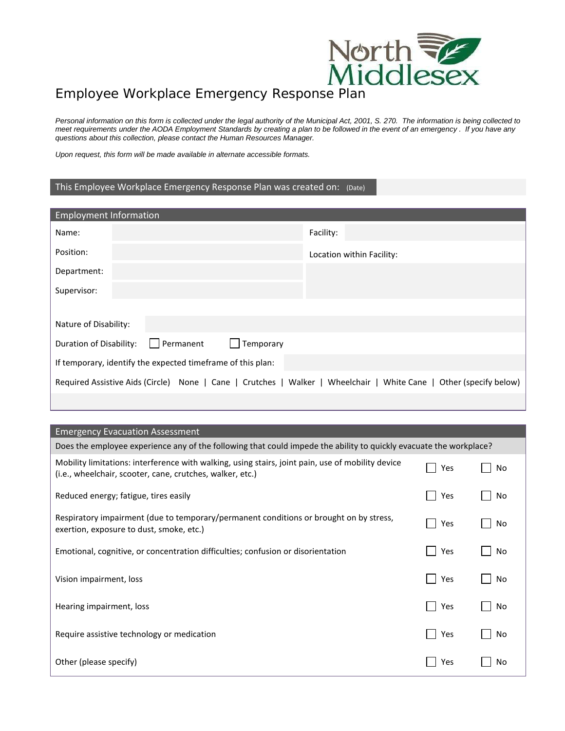# Employee Workplace Emergency Response Plan

*Personal information on this form is collected under the legal authority of the Municipal Act, 2001, S. 270. The information is being collected to meet requirements under the AODA Employment Standards by creating a plan to be followed in the event of an emergency . If you have any questions about this collection, please contact the Human Resources Manager.*

*Upon request, this form will be made available in alternate accessible formats.*

| This Employee Workplace Emergency Response Plan was created on: (Date) | |
|---|---|

## Employment Information

| | | | |
|---|---|---|---|
| Name: | | Facility: | |
| Position: | | Location within Facility: | |
| Department: | | | |
| Supervisor: | | | |

Nature of Disability:

Duration of Disability: ☐ Permanent ☐ Temporary

If temporary, identify the expected timeframe of this plan:

Required Assistive Aids (Circle) None | Cane | Crutches | Walker | Wheelchair | White Cane | Other (specify below)

## Emergency Evacuation Assessment

Does the employee experience any of the following that could impede the ability to quickly evacuate the workplace?

| | | |
|---|---|---|
| Mobility limitations: interference with walking, using stairs, joint pain, use of mobility device (i.e., wheelchair, scooter, cane, crutches, walker, etc.) | ☐ Yes | ☐ No |
| Reduced energy; fatigue, tires easily | ☐ Yes | ☐ No |
| Respiratory impairment (due to temporary/permanent conditions or brought on by stress, exertion, exposure to dust, smoke, etc.) | ☐ Yes | ☐ No |
| Emotional, cognitive, or concentration difficulties; confusion or disorientation | ☐ Yes | ☐ No |
| Vision impairment, loss | ☐ Yes | ☐ No |
| Hearing impairment, loss | ☐ Yes | ☐ No |
| Require assistive technology or medication | ☐ Yes | ☐ No |
| Other (please specify) | ☐ Yes | ☐ No |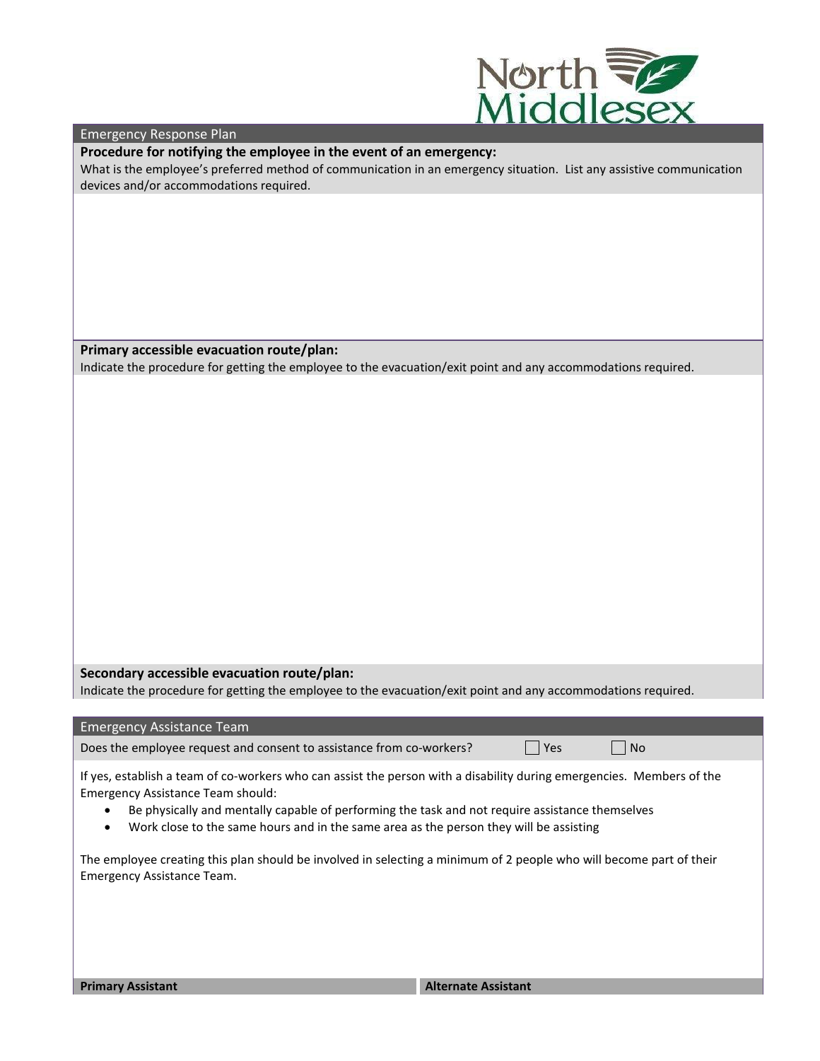## Emergency Response Plan

**Procedure for notifying the employee in the event of an emergency:**

What is the employee's preferred method of communication in an emergency situation. List any assistive communication devices and/or accommodations required.

**Primary accessible evacuation route/plan:**

Indicate the procedure for getting the employee to the evacuation/exit point and any accommodations required.

**Secondary accessible evacuation route/plan:**

Indicate the procedure for getting the employee to the evacuation/exit point and any accommodations required.

## Emergency Assistance Team

Does the employee request and consent to assistance from co-workers? ☐ Yes ☐ No

If yes, establish a team of co-workers who can assist the person with a disability during emergencies. Members of the Emergency Assistance Team should:

- Be physically and mentally capable of performing the task and not require assistance themselves
- Work close to the same hours and in the same area as the person they will be assisting

The employee creating this plan should be involved in selecting a minimum of 2 people who will become part of their Emergency Assistance Team.

| **Primary Assistant** | **Alternate Assistant** |
|---|---|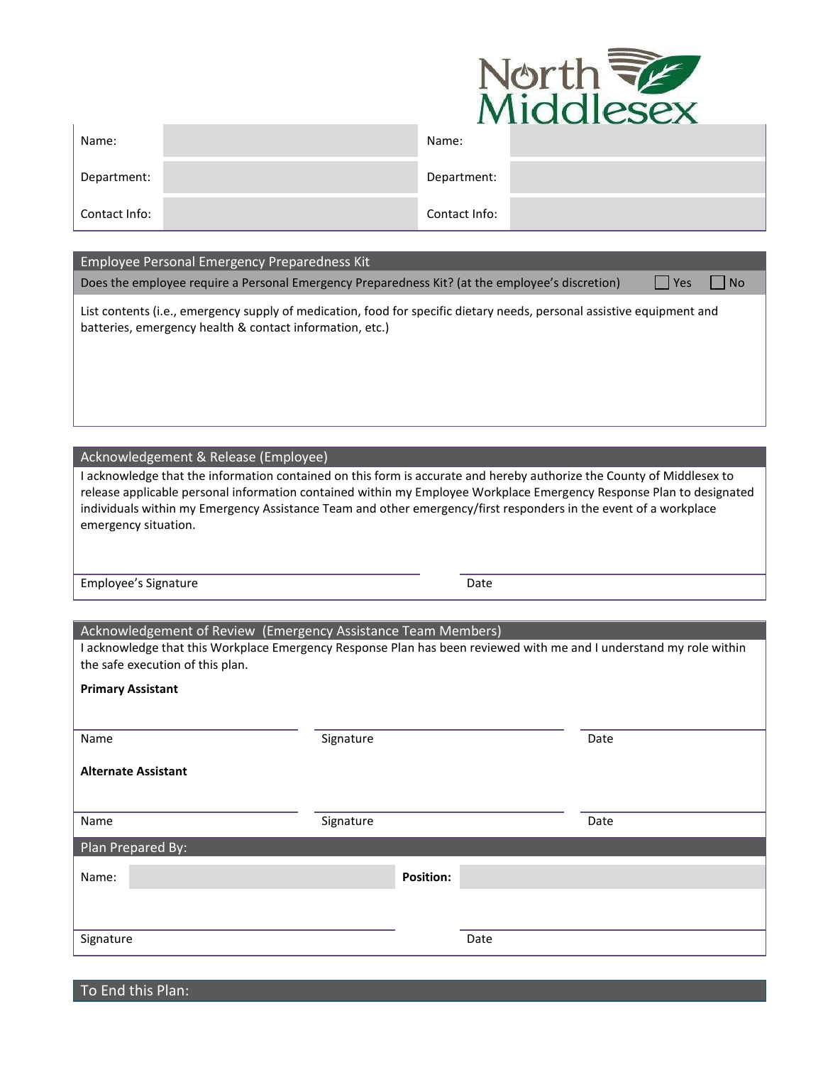| Name: | | Name: | |
|---|---|---|---|
| Department: | | Department: | |
| Contact Info: | | Contact Info: | |

## Employee Personal Emergency Preparedness Kit

Does the employee require a Personal Emergency Preparedness Kit? (at the employee's discretion) ☐ Yes ☐ No

List contents (i.e., emergency supply of medication, food for specific dietary needs, personal assistive equipment and batteries, emergency health & contact information, etc.)

## Acknowledgement & Release (Employee)

I acknowledge that the information contained on this form is accurate and hereby authorize the County of Middlesex to release applicable personal information contained within my Employee Workplace Emergency Response Plan to designated individuals within my Emergency Assistance Team and other emergency/first responders in the event of a workplace emergency situation.

| Employee's Signature | Date |
|---|---|

## Acknowledgement of Review (Emergency Assistance Team Members)

I acknowledge that this Workplace Emergency Response Plan has been reviewed with me and I understand my role within the safe execution of this plan.

**Primary Assistant**

| Name | Signature | Date |
|---|---|---|

**Alternate Assistant**

| Name | Signature | Date |
|---|---|---|

## Plan Prepared By:

| Name: | | **Position:** | |
|---|---|---|---|

| Signature | Date |
|---|---|

## To End this Plan: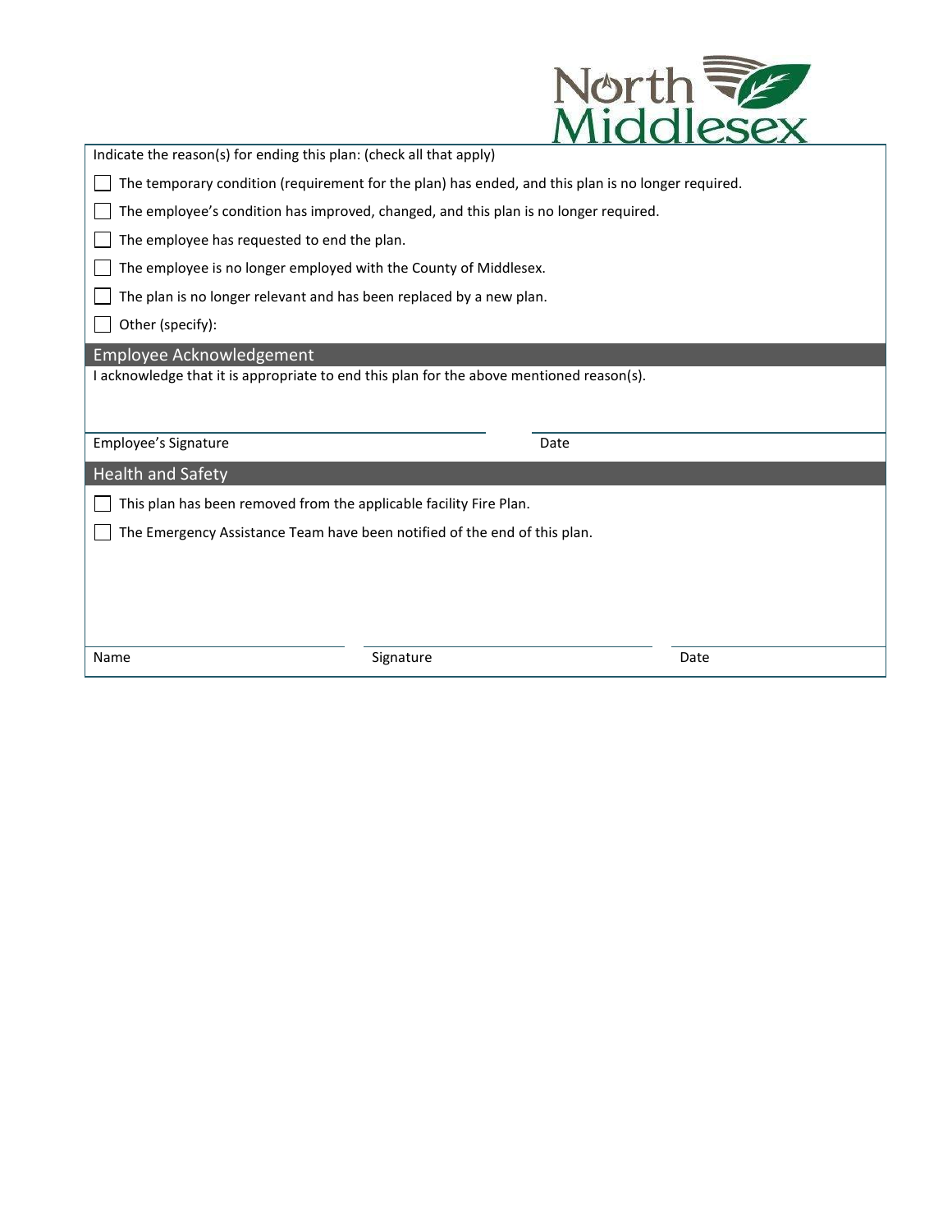Indicate the reason(s) for ending this plan: (check all that apply)

- ☐ The temporary condition (requirement for the plan) has ended, and this plan is no longer required.
- ☐ The employee's condition has improved, changed, and this plan is no longer required.
- ☐ The employee has requested to end the plan.
- ☐ The employee is no longer employed with the County of Middlesex.
- ☐ The plan is no longer relevant and has been replaced by a new plan.
- ☐ Other (specify):

## Employee Acknowledgement

I acknowledge that it is appropriate to end this plan for the above mentioned reason(s).

| | |
|---|---|
| Employee's Signature | Date |

## Health and Safety

- ☐ This plan has been removed from the applicable facility Fire Plan.
- ☐ The Emergency Assistance Team have been notified of the end of this plan.

| | | |
|---|---|---|
| Name | Signature | Date |